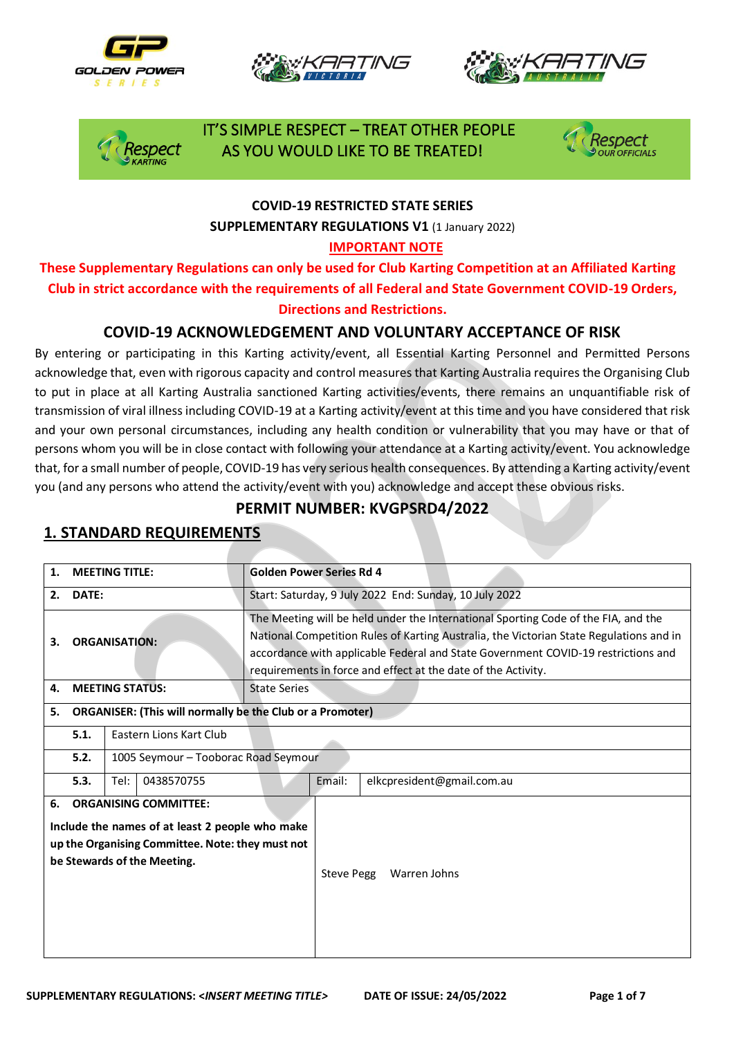IT'S SIMPLE RESPECT – TREAT OTHER PEOPLE AS YOU WOULD LIKE TO BE TREATED!

**COVID-19 RESTRICTED STATE SERIES**

**SUPPLEMENTARY REGULATIONS V1** (1 January 2022)

**IMPORTANT NOTE**

**These Supplementary Regulations can only be used for Club Karting Competition at an Affiliated Karting Club in strict accordance with the requirements of all Federal and State Government COVID-19 Orders, Directions and Restrictions.**

## COVID-19 ACKNOWLEDGEMENT AND VOLUNTARY ACCEPTANCE OF RISK

By entering or participating in this Karting activity/event, all Essential Karting Personnel and Permitted Persons acknowledge that, even with rigorous capacity and control measures that Karting Australia requires the Organising Club to put in place at all Karting Australia sanctioned Karting activities/events, there remains an unquantifiable risk of transmission of viral illness including COVID-19 at a Karting activity/event at this time and you have considered that risk and your own personal circumstances, including any health condition or vulnerability that you may have or that of persons whom you will be in close contact with following your attendance at a Karting activity/event. You acknowledge that, for a small number of people, COVID-19 has very serious health consequences. By attending a Karting activity/event you (and any persons who attend the activity/event with you) acknowledge and accept these obvious risks.

## PERMIT NUMBER: KVGPSRD4/2022

## 1. STANDARD REQUIREMENTS

| | | | | | |
|---|---|---|---|---|---|
| **1.** | **MEETING TITLE:** | | Golden Power Series Rd 4 | | |
| **2.** | **DATE:** | | Start: Saturday, 9 July 2022 End: Sunday, 10 July 2022 | | |
| **3.** | **ORGANISATION:** | | The Meeting will be held under the International Sporting Code of the FIA, and the National Competition Rules of Karting Australia, the Victorian State Regulations and in accordance with applicable Federal and State Government COVID-19 restrictions and requirements in force and effect at the date of the Activity. | | |
| **4.** | **MEETING STATUS:** | | State Series | | |
| **5.** | **ORGANISER: (This will normally be the Club or a Promoter)** | | | | |
| | **5.1.** | Eastern Lions Kart Club | | | |
| | **5.2.** | 1005 Seymour – Tooborac Road Seymour | | | |
| | **5.3.** | Tel: | 0438570755 | Email: | elkcpresident@gmail.com.au |
| **6.** | **ORGANISING COMMITTEE:** Include the names of at least 2 people who make up the Organising Committee. Note: they must not be Stewards of the Meeting. | | Steve Pegg Warren Johns | | |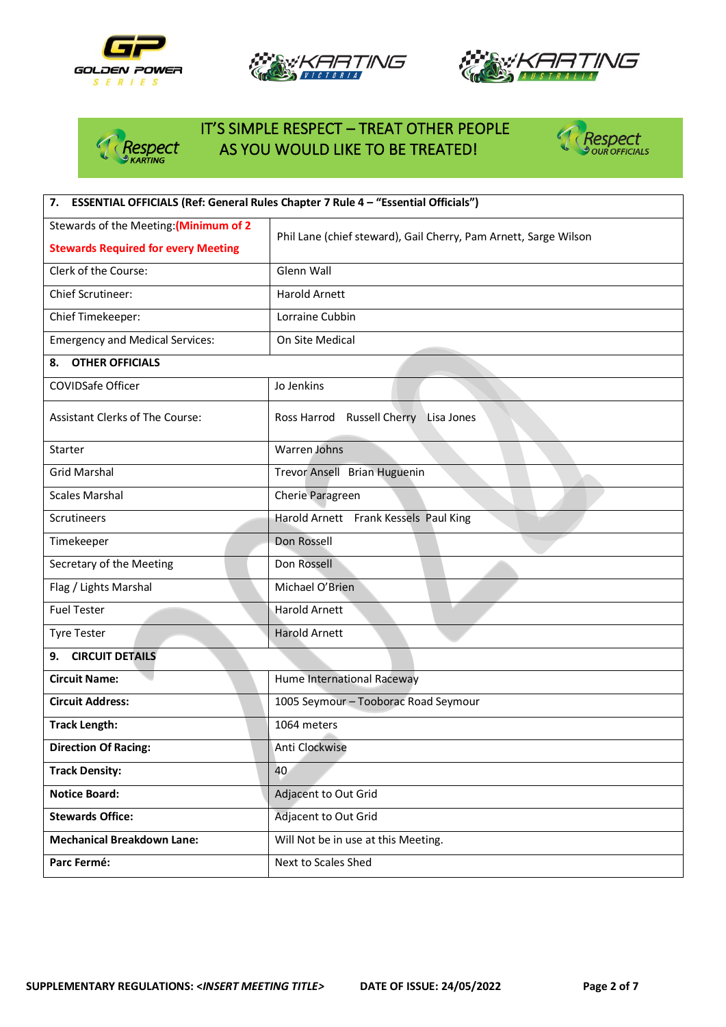IT'S SIMPLE RESPECT – TREAT OTHER PEOPLE AS YOU WOULD LIKE TO BE TREATED!

| 7. ESSENTIAL OFFICIALS (Ref: General Rules Chapter 7 Rule 4 – "Essential Officials") | |
|---|---|
| Stewards of the Meeting: **(Minimum of 2 Stewards Required for every Meeting** | Phil Lane (chief steward), Gail Cherry, Pam Arnett, Sarge Wilson |
| Clerk of the Course: | Glenn Wall |
| Chief Scrutineer: | Harold Arnett |
| Chief Timekeeper: | Lorraine Cubbin |
| Emergency and Medical Services: | On Site Medical |
| **8. OTHER OFFICIALS** | |
| COVIDSafe Officer | Jo Jenkins |
| Assistant Clerks of The Course: | Ross Harrod Russell Cherry Lisa Jones |
| Starter | Warren Johns |
| Grid Marshal | Trevor Ansell Brian Huguenin |
| Scales Marshal | Cherie Paragreen |
| Scrutineers | Harold Arnett Frank Kessels Paul King |
| Timekeeper | Don Rossell |
| Secretary of the Meeting | Don Rossell |
| Flag / Lights Marshal | Michael O'Brien |
| Fuel Tester | Harold Arnett |
| Tyre Tester | Harold Arnett |
| **9. CIRCUIT DETAILS** | |
| **Circuit Name:** | Hume International Raceway |
| **Circuit Address:** | 1005 Seymour – Tooborac Road Seymour |
| **Track Length:** | 1064 meters |
| **Direction Of Racing:** | Anti Clockwise |
| **Track Density:** | 40 |
| **Notice Board:** | Adjacent to Out Grid |
| **Stewards Office:** | Adjacent to Out Grid |
| **Mechanical Breakdown Lane:** | Will Not be in use at this Meeting. |
| **Parc Fermé:** | Next to Scales Shed |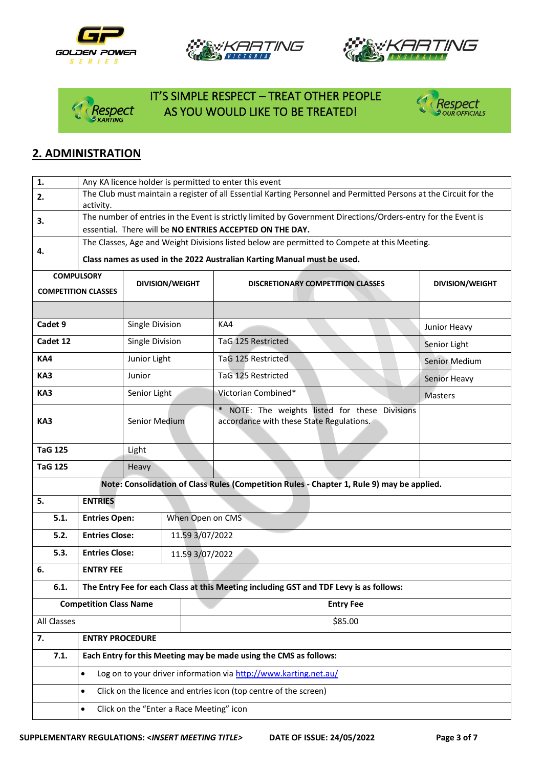IT'S SIMPLE RESPECT – TREAT OTHER PEOPLE AS YOU WOULD LIKE TO BE TREATED!

## 2. ADMINISTRATION

| | |
|---|---|
| **1.** | Any KA licence holder is permitted to enter this event |
| **2.** | The Club must maintain a register of all Essential Karting Personnel and Permitted Persons at the Circuit for the activity. |
| **3.** | The number of entries in the Event is strictly limited by Government Directions/Orders-entry for the Event is essential. There will be **NO ENTRIES ACCEPTED ON THE DAY.** |
| **4.** | The Classes, Age and Weight Divisions listed below are permitted to Compete at this Meeting. **Class names as used in the 2022 Australian Karting Manual must be used.** |

| COMPULSORY COMPETITION CLASSES | DIVISION/WEIGHT | DISCRETIONARY COMPETITION CLASSES | DIVISION/WEIGHT |
|---|---|---|---|
| | | | |
| **Cadet 9** | Single Division | KA4 | Junior Heavy |
| **Cadet 12** | Single Division | TaG 125 Restricted | Senior Light |
| **KA4** | Junior Light | TaG 125 Restricted | Senior Medium |
| **KA3** | Junior | TaG 125 Restricted | Senior Heavy |
| **KA3** | Senior Light | Victorian Combined* | Masters |
| **KA3** | Senior Medium | * NOTE: The weights listed for these Divisions accordance with these State Regulations. | |
| **TaG 125** | Light | | |
| **TaG 125** | Heavy | | |

**Note: Consolidation of Class Rules (Competition Rules - Chapter 1, Rule 9) may be applied.**

| | | |
|---|---|---|
| **5.** | **ENTRIES** | |
| **5.1.** | **Entries Open:** | When Open on CMS |
| **5.2.** | **Entries Close:** | 11.59 3/07/2022 |
| **5.3.** | **Entries Close:** | 11.59 3/07/2022 |
| **6.** | **ENTRY FEE** | |
| **6.1.** | **The Entry Fee for each Class at this Meeting including GST and TDF Levy is as follows:** | |

| Competition Class Name | Entry Fee |
|---|---|
| All Classes | $85.00 |

| | |
|---|---|
| **7.** | **ENTRY PROCEDURE** |
| **7.1.** | **Each Entry for this Meeting may be made using the CMS as follows:** |

- Log on to your driver information via http://www.karting.net.au/
- Click on the licence and entries icon (top centre of the screen)
- Click on the "Enter a Race Meeting" icon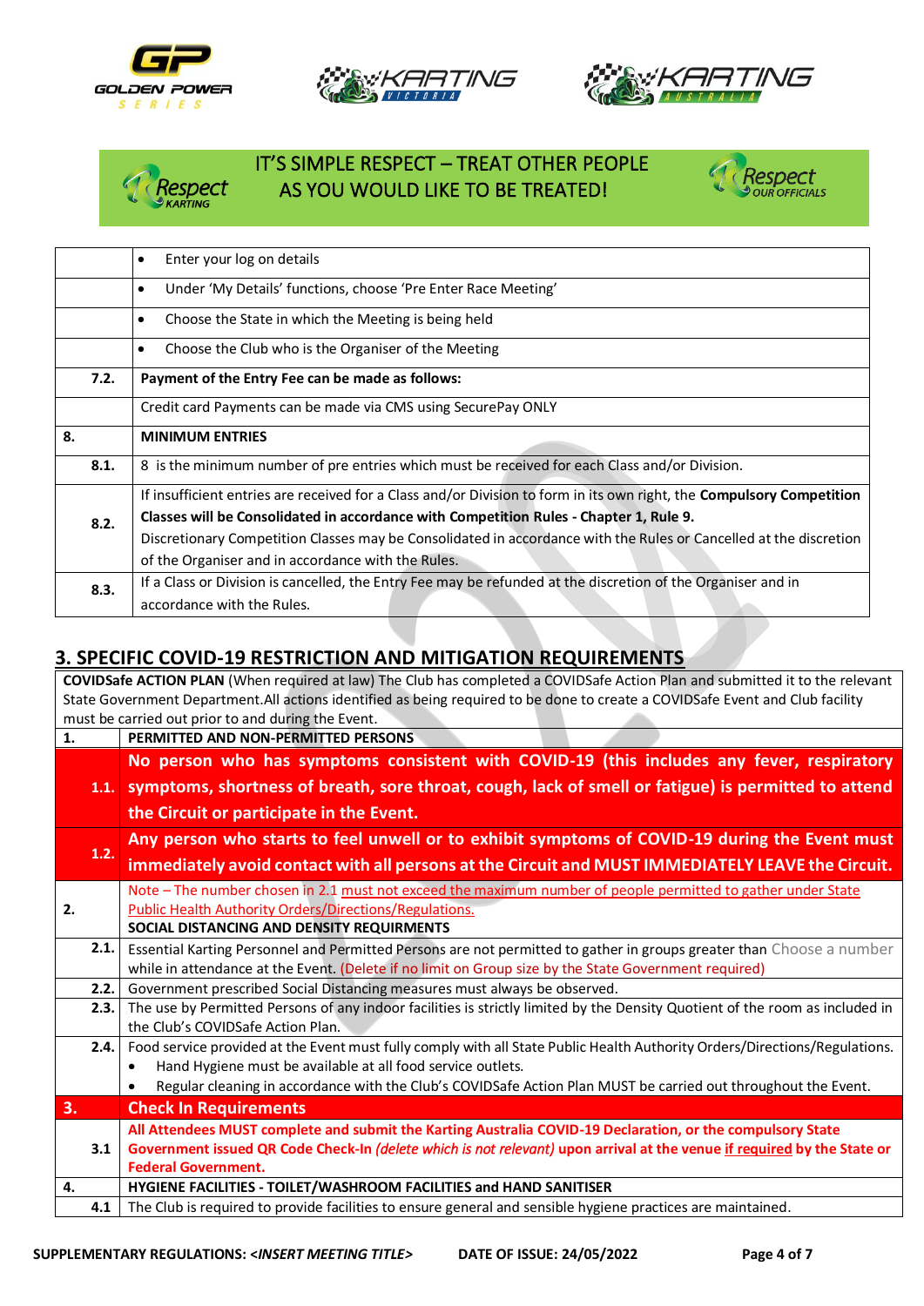IT'S SIMPLE RESPECT – TREAT OTHER PEOPLE AS YOU WOULD LIKE TO BE TREATED!

| | |
|---|---|
| | • Enter your log on details |
| | • Under 'My Details' functions, choose 'Pre Enter Race Meeting' |
| | • Choose the State in which the Meeting is being held |
| | • Choose the Club who is the Organiser of the Meeting |
| **7.2.** | **Payment of the Entry Fee can be made as follows:** |
| | Credit card Payments can be made via CMS using SecurePay ONLY |
| **8.** | **MINIMUM ENTRIES** |
| **8.1.** | 8 is the minimum number of pre entries which must be received for each Class and/or Division. |
| **8.2.** | If insufficient entries are received for a Class and/or Division to form in its own right, the **Compulsory Competition Classes will be Consolidated in accordance with Competition Rules - Chapter 1, Rule 9.** Discretionary Competition Classes may be Consolidated in accordance with the Rules or Cancelled at the discretion of the Organiser and in accordance with the Rules. |
| **8.3.** | If a Class or Division is cancelled, the Entry Fee may be refunded at the discretion of the Organiser and in accordance with the Rules. |

## 3. SPECIFIC COVID-19 RESTRICTION AND MITIGATION REQUIREMENTS

| | |
|---|---|
| **COVIDSafe ACTION PLAN** (When required at law) The Club has completed a COVIDSafe Action Plan and submitted it to the relevant State Government Department.All actions identified as being required to be done to create a COVIDSafe Event and Club facility must be carried out prior to and during the Event. | |
| **1.** | **PERMITTED AND NON-PERMITTED PERSONS** |
| **1.1.** | **No person who has symptoms consistent with COVID-19 (this includes any fever, respiratory symptoms, shortness of breath, sore throat, cough, lack of smell or fatigue) is permitted to attend the Circuit or participate in the Event.** |
| **1.2.** | **Any person who starts to feel unwell or to exhibit symptoms of COVID-19 during the Event must immediately avoid contact with all persons at the Circuit and MUST IMMEDIATELY LEAVE the Circuit.** |
| **2.** | Note – The number chosen in 2.1 must not exceed the maximum number of people permitted to gather under State Public Health Authority Orders/Directions/Regulations.<br>**SOCIAL DISTANCING AND DENSITY REQUIRMENTS** |
| **2.1.** | Essential Karting Personnel and Permitted Persons are not permitted to gather in groups greater than Choose a number while in attendance at the Event. (Delete if no limit on Group size by the State Government required) |
| **2.2.** | Government prescribed Social Distancing measures must always be observed. |
| **2.3.** | The use by Permitted Persons of any indoor facilities is strictly limited by the Density Quotient of the room as included in the Club's COVIDSafe Action Plan. |
| **2.4.** | Food service provided at the Event must fully comply with all State Public Health Authority Orders/Directions/Regulations.<br>• Hand Hygiene must be available at all food service outlets.<br>• Regular cleaning in accordance with the Club's COVIDSafe Action Plan MUST be carried out throughout the Event. |
| **3.** | **Check In Requirements** |
| **3.1** | **All Attendees MUST complete and submit the Karting Australia COVID-19 Declaration, or the compulsory State Government issued QR Code Check-In** *(delete which is not relevant)* **upon arrival at the venue if required by the State or Federal Government.** |
| **4.** | **HYGIENE FACILITIES - TOILET/WASHROOM FACILITIES and HAND SANITISER** |
| **4.1** | The Club is required to provide facilities to ensure general and sensible hygiene practices are maintained. |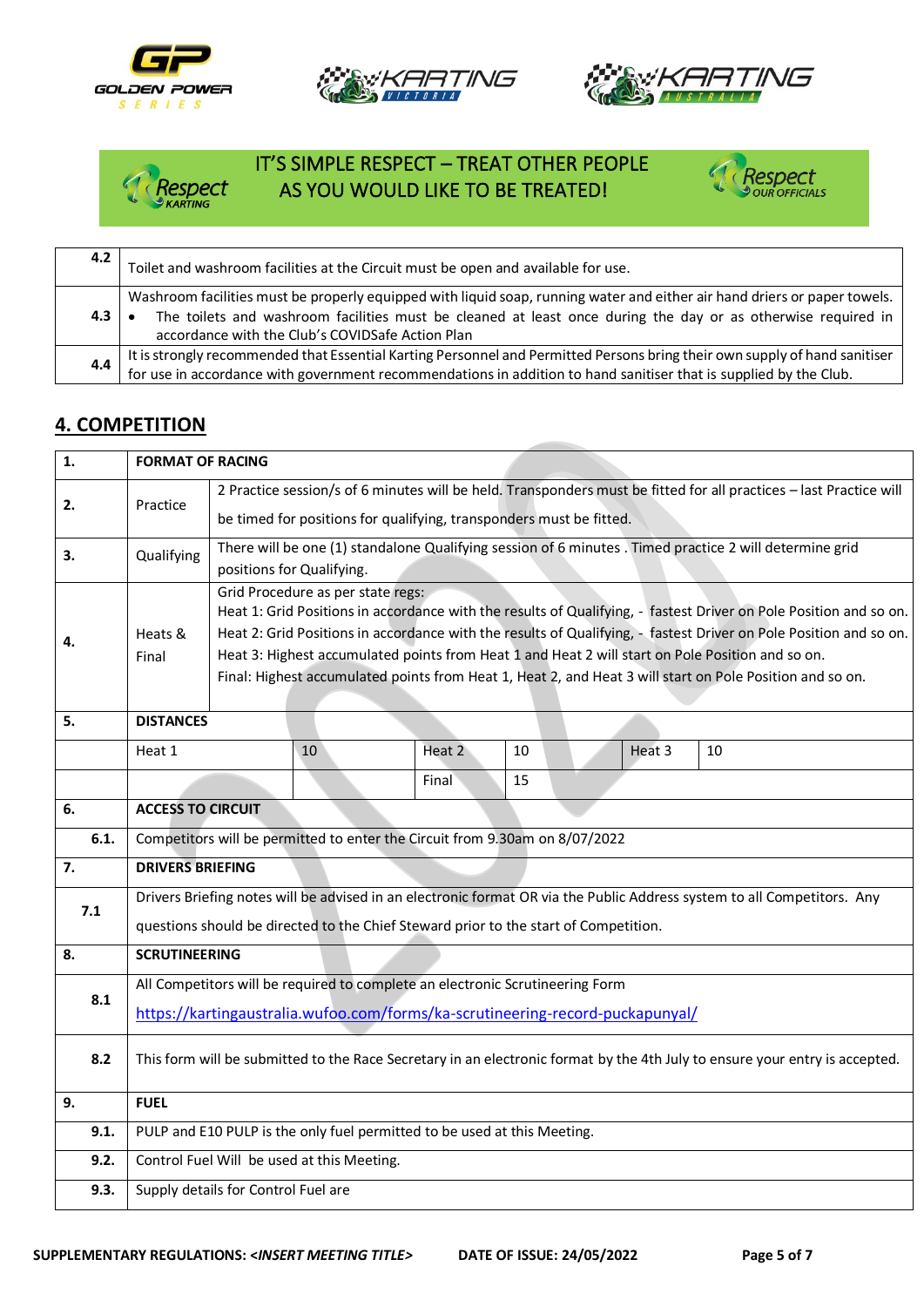IT'S SIMPLE RESPECT – TREAT OTHER PEOPLE AS YOU WOULD LIKE TO BE TREATED!

| | |
|---|---|
| 4.2 | Toilet and washroom facilities at the Circuit must be open and available for use. |
| 4.3 | Washroom facilities must be properly equipped with liquid soap, running water and either air hand driers or paper towels. <br>• The toilets and washroom facilities must be cleaned at least once during the day or as otherwise required in accordance with the Club's COVIDSafe Action Plan |
| 4.4 | It is strongly recommended that Essential Karting Personnel and Permitted Persons bring their own supply of hand sanitiser for use in accordance with government recommendations in addition to hand sanitiser that is supplied by the Club. |

## 4. COMPETITION

| | | | | | | |
|---|---|---|---|---|---|---|
| **1.** | **FORMAT OF RACING** | | | | | |
| **2.** | Practice | 2 Practice session/s of 6 minutes will be held. Transponders must be fitted for all practices – last Practice will be timed for positions for qualifying, transponders must be fitted. | | | | |
| **3.** | Qualifying | There will be one (1) standalone Qualifying session of 6 minutes . Timed practice 2 will determine grid positions for Qualifying. | | | | |
| **4.** | Heats & Final | Grid Procedure as per state regs:<br>Heat 1: Grid Positions in accordance with the results of Qualifying, - fastest Driver on Pole Position and so on.<br>Heat 2: Grid Positions in accordance with the results of Qualifying, - fastest Driver on Pole Position and so on.<br>Heat 3: Highest accumulated points from Heat 1 and Heat 2 will start on Pole Position and so on.<br>Final: Highest accumulated points from Heat 1, Heat 2, and Heat 3 will start on Pole Position and so on. | | | | |
| **5.** | **DISTANCES** | | | | | |
| | Heat 1 | 10 | Heat 2 | 10 | Heat 3 | 10 |
| | | | Final | 15 | | |
| **6.** | **ACCESS TO CIRCUIT** | | | | | |
| **6.1.** | Competitors will be permitted to enter the Circuit from 9.30am on 8/07/2022 | | | | | |
| **7.** | **DRIVERS BRIEFING** | | | | | |
| **7.1** | Drivers Briefing notes will be advised in an electronic format OR via the Public Address system to all Competitors. Any questions should be directed to the Chief Steward prior to the start of Competition. | | | | | |
| **8.** | **SCRUTINEERING** | | | | | |
| **8.1** | All Competitors will be required to complete an electronic Scrutineering Form<br>https://kartingaustralia.wufoo.com/forms/ka-scrutineering-record-puckapunyal/ | | | | | |
| **8.2** | This form will be submitted to the Race Secretary in an electronic format by the 4th July to ensure your entry is accepted. | | | | | |
| **9.** | **FUEL** | | | | | |
| **9.1.** | PULP and E10 PULP is the only fuel permitted to be used at this Meeting. | | | | | |
| **9.2.** | Control Fuel Will be used at this Meeting. | | | | | |
| **9.3.** | Supply details for Control Fuel are | | | | | |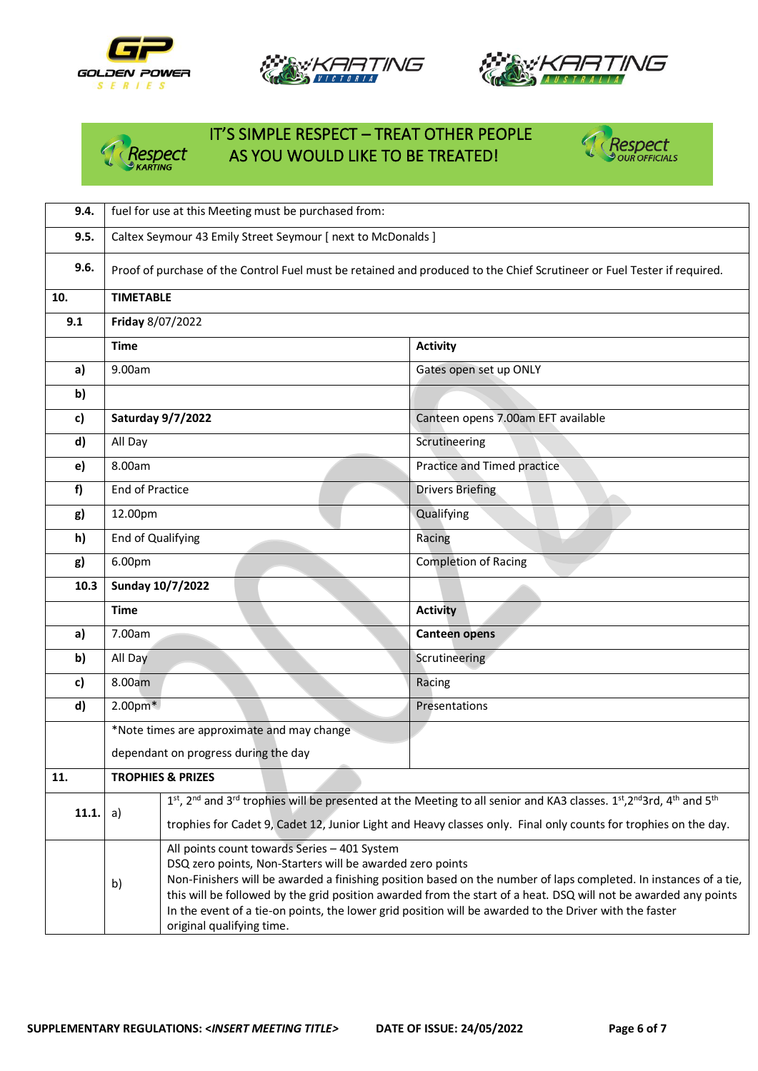IT'S SIMPLE RESPECT – TREAT OTHER PEOPLE AS YOU WOULD LIKE TO BE TREATED!

| | | | |
|---|---|---|---|
| **9.4.** | fuel for use at this Meeting must be purchased from: | | |
| **9.5.** | Caltex Seymour 43 Emily Street Seymour [ next to McDonalds ] | | |
| **9.6.** | Proof of purchase of the Control Fuel must be retained and produced to the Chief Scrutineer or Fuel Tester if required. | | |
| **10.** | **TIMETABLE** | | |
| **9.1** | **Friday** 8/07/2022 | | |
| | **Time** | | **Activity** |
| **a)** | 9.00am | | Gates open set up ONLY |
| **b)** | | | |
| **c)** | **Saturday 9/7/2022** | | Canteen opens 7.00am EFT available |
| **d)** | All Day | | Scrutineering |
| **e)** | 8.00am | | Practice and Timed practice |
| **f)** | End of Practice | | Drivers Briefing |
| **g)** | 12.00pm | | Qualifying |
| **h)** | End of Qualifying | | Racing |
| **g)** | 6.00pm | | Completion of Racing |
| **10.3** | **Sunday 10/7/2022** | | |
| | **Time** | | **Activity** |
| **a)** | 7.00am | | **Canteen opens** |
| **b)** | All Day | | Scrutineering |
| **c)** | 8.00am | | Racing |
| **d)** | 2.00pm* | | Presentations |
| | *Note times are approximate and may change dependant on progress during the day | | |
| **11.** | **TROPHIES & PRIZES** | | |
| **11.1.** | a) | 1st, 2nd and 3rd trophies will be presented at the Meeting to all senior and KA3 classes. 1st,2nd3rd, 4th and 5th trophies for Cadet 9, Cadet 12, Junior Light and Heavy classes only. Final only counts for trophies on the day. | |
| | b) | All points count towards Series – 401 System<br>DSQ zero points, Non-Starters will be awarded zero points<br>Non-Finishers will be awarded a finishing position based on the number of laps completed. In instances of a tie, this will be followed by the grid position awarded from the start of a heat. DSQ will not be awarded any points<br>In the event of a tie-on points, the lower grid position will be awarded to the Driver with the faster original qualifying time. | |

**SUPPLEMENTARY REGULATIONS:** *<INSERT MEETING TITLE>* **DATE OF ISSUE: 24/05/2022**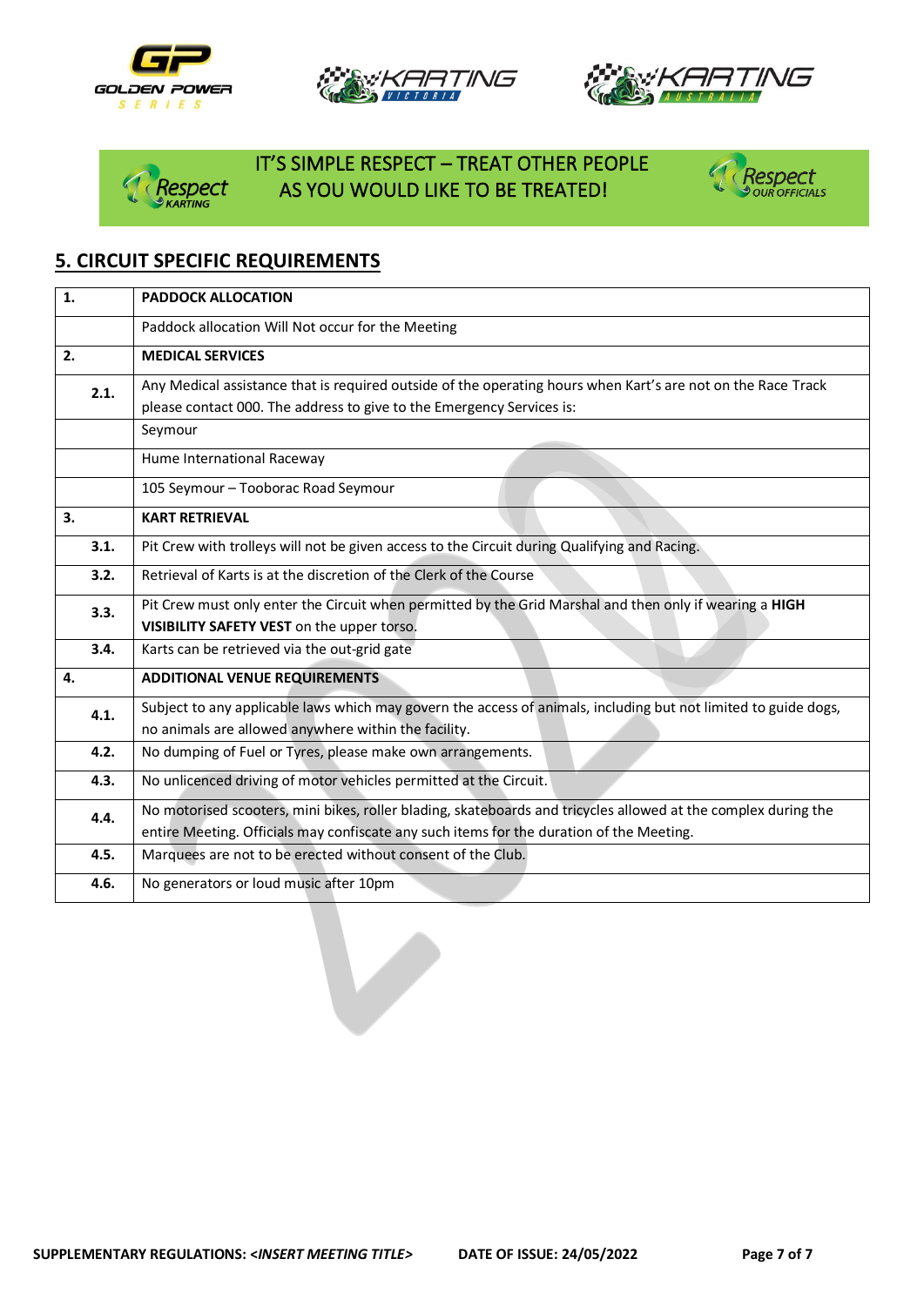IT'S SIMPLE RESPECT – TREAT OTHER PEOPLE AS YOU WOULD LIKE TO BE TREATED!

## 5. CIRCUIT SPECIFIC REQUIREMENTS

| | |
|---|---|
| **1.** | **PADDOCK ALLOCATION** |
| | Paddock allocation Will Not occur for the Meeting |
| **2.** | **MEDICAL SERVICES** |
| **2.1.** | Any Medical assistance that is required outside of the operating hours when Kart's are not on the Race Track please contact 000. The address to give to the Emergency Services is: |
| | Seymour |
| | Hume International Raceway |
| | 105 Seymour – Tooborac Road Seymour |
| **3.** | **KART RETRIEVAL** |
| **3.1.** | Pit Crew with trolleys will not be given access to the Circuit during Qualifying and Racing. |
| **3.2.** | Retrieval of Karts is at the discretion of the Clerk of the Course |
| **3.3.** | Pit Crew must only enter the Circuit when permitted by the Grid Marshal and then only if wearing a **HIGH VISIBILITY SAFETY VEST** on the upper torso. |
| **3.4.** | Karts can be retrieved via the out-grid gate |
| **4.** | **ADDITIONAL VENUE REQUIREMENTS** |
| **4.1.** | Subject to any applicable laws which may govern the access of animals, including but not limited to guide dogs, no animals are allowed anywhere within the facility. |
| **4.2.** | No dumping of Fuel or Tyres, please make own arrangements. |
| **4.3.** | No unlicenced driving of motor vehicles permitted at the Circuit. |
| **4.4.** | No motorised scooters, mini bikes, roller blading, skateboards and tricycles allowed at the complex during the entire Meeting. Officials may confiscate any such items for the duration of the Meeting. |
| **4.5.** | Marquees are not to be erected without consent of the Club. |
| **4.6.** | No generators or loud music after 10pm |